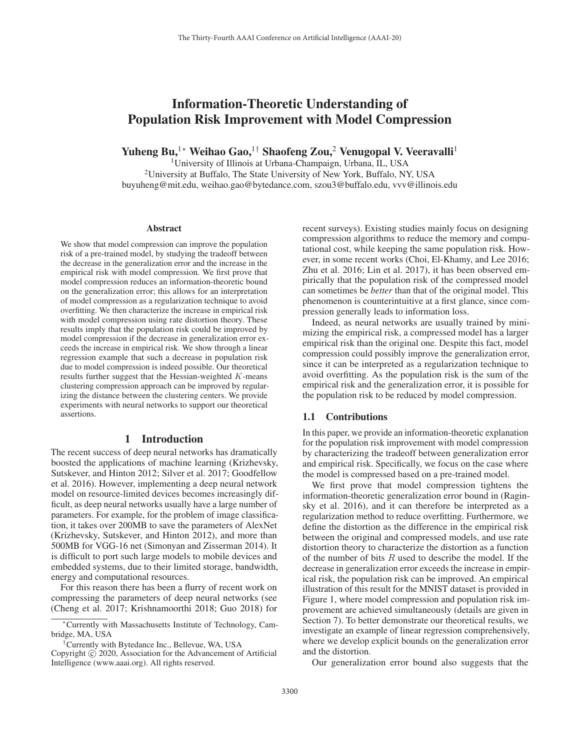# Information-Theoretic Understanding of Population Risk Improvement with Model Compression

**Yuheng Bu,[1*] Weihao Gao,[1†] Shaofeng Zou,[2] Venugopal V. Veeravalli[1]**

[1]University of Illinois at Urbana-Champaign, Urbana, IL, USA

[2]University at Buffalo, The State University of New York, Buffalo, NY, USA

buyuheng@mit.edu, weihao.gao@bytedance.com, szou3@buffalo.edu, vvv@illinois.edu

## Abstract

We show that model compression can improve the population risk of a pre-trained model, by studying the tradeoff between the decrease in the generalization error and the increase in the empirical risk with model compression. We first prove that model compression reduces an information-theoretic bound on the generalization error; this allows for an interpretation of model compression as a regularization technique to avoid overfitting. We then characterize the increase in empirical risk with model compression using rate distortion theory. These results imply that the population risk could be improved by model compression if the decrease in generalization error exceeds the increase in empirical risk. We show through a linear regression example that such a decrease in population risk due to model compression is indeed possible. Our theoretical results further suggest that the Hessian-weighted $K$-means clustering compression approach can be improved by regularizing the distance between the clustering centers. We provide experiments with neural networks to support our theoretical assertions.

## 1 Introduction

The recent success of deep neural networks has dramatically boosted the applications of machine learning (Krizhevsky, Sutskever, and Hinton 2012; Silver et al. 2017; Goodfellow et al. 2016). However, implementing a deep neural network model on resource-limited devices becomes increasingly difficult, as deep neural networks usually have a large number of parameters. For example, for the problem of image classification, it takes over 200MB to save the parameters of AlexNet (Krizhevsky, Sutskever, and Hinton 2012), and more than 500MB for VGG-16 net (Simonyan and Zisserman 2014). It is difficult to port such large models to mobile devices and embedded systems, due to their limited storage, bandwidth, energy and computational resources.

For this reason there has been a flurry of recent work on compressing the parameters of deep neural networks (see (Cheng et al. 2017; Krishnamoorthi 2018; Guo 2018) for recent surveys). Existing studies mainly focus on designing compression algorithms to reduce the memory and computational cost, while keeping the same population risk. However, in some recent works (Choi, El-Khamy, and Lee 2016; Zhu et al. 2016; Lin et al. 2017), it has been observed empirically that the population risk of the compressed model can sometimes be *better* than that of the original model. This phenomenon is counterintuitive at a first glance, since compression generally leads to information loss.

Indeed, as neural networks are usually trained by minimizing the empirical risk, a compressed model has a larger empirical risk than the original one. Despite this fact, model compression could possibly improve the generalization error, since it can be interpreted as a regularization technique to avoid overfitting. As the population risk is the sum of the empirical risk and the generalization error, it is possible for the population risk to be reduced by model compression.

### 1.1 Contributions

In this paper, we provide an information-theoretic explanation for the population risk improvement with model compression by characterizing the tradeoff between generalization error and empirical risk. Specifically, we focus on the case where the model is compressed based on a pre-trained model.

We first prove that model compression tightens the information-theoretic generalization error bound in (Raginsky et al. 2016), and it can therefore be interpreted as a regularization method to reduce overfitting. Furthermore, we define the distortion as the difference in the empirical risk between the original and compressed models, and use rate distortion theory to characterize the distortion as a function of the number of bits $R$ used to describe the model. If the decrease in generalization error exceeds the increase in empirical risk, the population risk can be improved. An empirical illustration of this result for the MNIST dataset is provided in Figure 1, where model compression and population risk improvement are achieved simultaneously (details are given in Section 7). To better demonstrate our theoretical results, we investigate an example of linear regression comprehensively, where we develop explicit bounds on the generalization error and the distortion.

Our generalization error bound also suggests that the

---

*Currently with Massachusetts Institute of Technology, Cambridge, MA, USA

†Currently with Bytedance Inc., Bellevue, WA, USA

Copyright © 2020, Association for the Advancement of Artificial Intelligence (www.aaai.org). All rights reserved.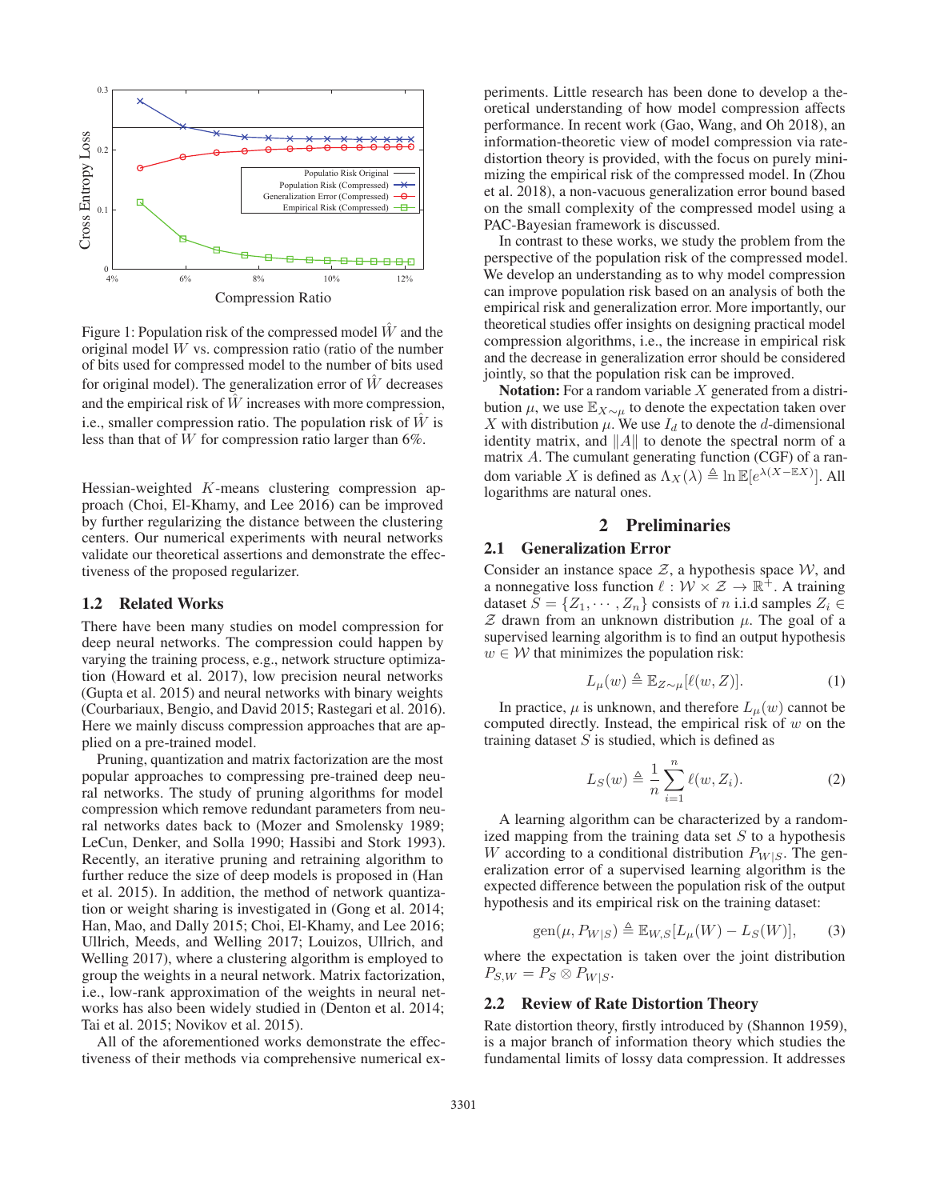Figure 1: Population risk of the compressed model $\hat{W}$ and the original model $W$ vs. compression ratio (ratio of the number of bits used for compressed model to the number of bits used for original model). The generalization error of $\hat{W}$ decreases and the empirical risk of $\hat{W}$ increases with more compression, i.e., smaller compression ratio. The population risk of $\hat{W}$ is less than that of $W$ for compression ratio larger than 6%.

Hessian-weighted $K$-means clustering compression approach (Choi, El-Khamy, and Lee 2016) can be improved by further regularizing the distance between the clustering centers. Our numerical experiments with neural networks validate our theoretical assertions and demonstrate the effectiveness of the proposed regularizer.

## 1.2 Related Works

There have been many studies on model compression for deep neural networks. The compression could happen by varying the training process, e.g., network structure optimization (Howard et al. 2017), low precision neural networks (Gupta et al. 2015) and neural networks with binary weights (Courbariaux, Bengio, and David 2015; Rastegari et al. 2016). Here we mainly discuss compression approaches that are applied on a pre-trained model.

Pruning, quantization and matrix factorization are the most popular approaches to compressing pre-trained deep neural networks. The study of pruning algorithms for model compression which remove redundant parameters from neural networks dates back to (Mozer and Smolensky 1989; LeCun, Denker, and Solla 1990; Hassibi and Stork 1993). Recently, an iterative pruning and retraining algorithm to further reduce the size of deep models is proposed in (Han et al. 2015). In addition, the method of network quantization or weight sharing is investigated in (Gong et al. 2014; Han, Mao, and Dally 2015; Choi, El-Khamy, and Lee 2016; Ullrich, Meeds, and Welling 2017; Louizos, Ullrich, and Welling 2017), where a clustering algorithm is employed to group the weights in a neural network. Matrix factorization, i.e., low-rank approximation of the weights in neural networks has also been widely studied in (Denton et al. 2014; Tai et al. 2015; Novikov et al. 2015).

All of the aforementioned works demonstrate the effectiveness of their methods via comprehensive numerical experiments. Little research has been done to develop a theoretical understanding of how model compression affects performance. In recent work (Gao, Wang, and Oh 2018), an information-theoretic view of model compression via rate-distortion theory is provided, with the focus on purely minimizing the empirical risk of the compressed model. In (Zhou et al. 2018), a non-vacuous generalization error bound based on the small complexity of the compressed model using a PAC-Bayesian framework is discussed.

In contrast to these works, we study the problem from the perspective of the population risk of the compressed model. We develop an understanding as to why model compression can improve population risk based on an analysis of both the empirical risk and generalization error. More importantly, our theoretical studies offer insights on designing practical model compression algorithms, i.e., the increase in empirical risk and the decrease in generalization error should be considered jointly, so that the population risk can be improved.

**Notation:** For a random variable $X$ generated from a distribution $\mu$, we use $\mathbb{E}_{X\sim\mu}$ to denote the expectation taken over $X$ with distribution $\mu$. We use $I_d$ to denote the $d$-dimensional identity matrix, and $\|A\|$ to denote the spectral norm of a matrix $A$. The cumulant generating function (CGF) of a random variable $X$ is defined as $\Lambda_X(\lambda) \triangleq \ln \mathbb{E}[e^{\lambda(X-\mathbb{E}X)}]$. All logarithms are natural ones.

# 2 Preliminaries

## 2.1 Generalization Error

Consider an instance space $\mathcal{Z}$, a hypothesis space $\mathcal{W}$, and a nonnegative loss function $\ell : \mathcal{W} \times \mathcal{Z} \to \mathbb{R}^+$. A training dataset $S = \{Z_1, \cdots, Z_n\}$ consists of $n$ i.i.d samples $Z_i \in \mathcal{Z}$ drawn from an unknown distribution $\mu$. The goal of a supervised learning algorithm is to find an output hypothesis $w \in \mathcal{W}$ that minimizes the population risk:

$$L_\mu(w) \triangleq \mathbb{E}_{Z\sim\mu}[\ell(w, Z)]. \tag{1}$$

In practice, $\mu$ is unknown, and therefore $L_\mu(w)$ cannot be computed directly. Instead, the empirical risk of $w$ on the training dataset $S$ is studied, which is defined as

$$L_S(w) \triangleq \frac{1}{n}\sum_{i=1}^{n} \ell(w, Z_i). \tag{2}$$

A learning algorithm can be characterized by a randomized mapping from the training data set $S$ to a hypothesis $W$ according to a conditional distribution $P_{W|S}$. The generalization error of a supervised learning algorithm is the expected difference between the population risk of the output hypothesis and its empirical risk on the training dataset:

$$\text{gen}(\mu, P_{W|S}) \triangleq \mathbb{E}_{W,S}[L_\mu(W) - L_S(W)], \tag{3}$$

where the expectation is taken over the joint distribution $P_{S,W} = P_S \otimes P_{W|S}$.

## 2.2 Review of Rate Distortion Theory

Rate distortion theory, firstly introduced by (Shannon 1959), is a major branch of information theory which studies the fundamental limits of lossy data compression. It addresses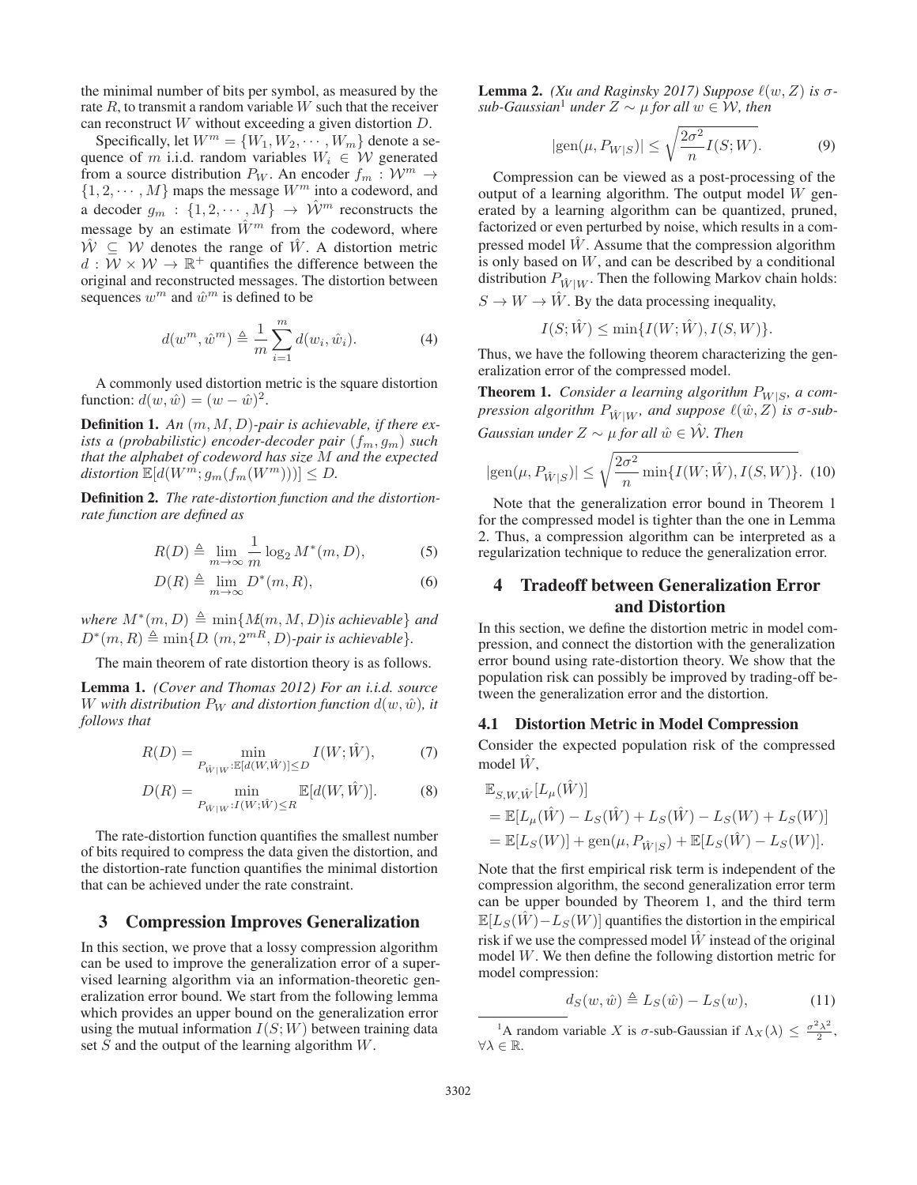the minimal number of bits per symbol, as measured by the rate $R$, to transmit a random variable $W$ such that the receiver can reconstruct $W$ without exceeding a given distortion $D$.

Specifically, let $W^m = \{W_1, W_2, \cdots, W_m\}$ denote a sequence of $m$ i.i.d. random variables $W_i \in \mathcal{W}$ generated from a source distribution $P_W$. An encoder $f_m : \mathcal{W}^m \to \{1, 2, \cdots, M\}$ maps the message $W^m$ into a codeword, and a decoder $g_m : \{1, 2, \cdots, M\} \to \hat{\mathcal{W}}^m$ reconstructs the message by an estimate $\hat{W}^m$ from the codeword, where $\hat{\mathcal{W}} \subseteq \mathcal{W}$ denotes the range of $\hat{W}$. A distortion metric $d : \mathcal{W} \times \mathcal{W} \to \mathbb{R}^+$ quantifies the difference between the original and reconstructed messages. The distortion between sequences $w^m$ and $\hat{w}^m$ is defined to be

$$d(w^m, \hat{w}^m) \triangleq \frac{1}{m} \sum_{i=1}^{m} d(w_i, \hat{w}_i). \tag{4}$$

A commonly used distortion metric is the square distortion function: $d(w, \hat{w}) = (w - \hat{w})^2$.

**Definition 1.** *An $(m, M, D)$-pair is achievable, if there exists a (probabilistic) encoder-decoder pair $(f_m, g_m)$ such that the alphabet of codeword has size $M$ and the expected distortion $\mathbb{E}[d(W^m; g_m(f_m(W^m)))] \leq D$.*

**Definition 2.** *The rate-distortion function and the distortion-rate function are defined as*

$$R(D) \triangleq \lim_{m \to \infty} \frac{1}{m} \log_2 M^*(m, D), \tag{5}$$

$$D(R) \triangleq \lim_{m \to \infty} D^*(m, R), \tag{6}$$

*where $M^*(m, D) \triangleq \min\{M: (m, M, D) \text{is achievable}\}$ and $D^*(m, R) \triangleq \min\{D: (m, 2^{mR}, D)\text{-pair is achievable}\}$.*

The main theorem of rate distortion theory is as follows.

**Lemma 1.** *(Cover and Thomas 2012) For an i.i.d. source $W$ with distribution $P_W$ and distortion function $d(w, \hat{w})$, it follows that*

$$R(D) = \min_{P_{\hat{W}|W} : \mathbb{E}[d(W, \hat{W})] \leq D} I(W; \hat{W}), \tag{7}$$

$$D(R) = \min_{P_{\hat{W}|W} : I(W; \hat{W}) \leq R} \mathbb{E}[d(W, \hat{W})]. \tag{8}$$

The rate-distortion function quantifies the smallest number of bits required to compress the data given the distortion, and the distortion-rate function quantifies the minimal distortion that can be achieved under the rate constraint.

## 3 Compression Improves Generalization

In this section, we prove that a lossy compression algorithm can be used to improve the generalization error of a supervised learning algorithm via an information-theoretic generalization error bound. We start from the following lemma which provides an upper bound on the generalization error using the mutual information $I(S; W)$ between training data set $S$ and the output of the learning algorithm $W$.

**Lemma 2.** *(Xu and Raginsky 2017) Suppose $\ell(w, Z)$ is $\sigma$-sub-Gaussian[1] under $Z \sim \mu$ for all $w \in \mathcal{W}$, then*

$$|\text{gen}(\mu, P_{W|S})| \leq \sqrt{\frac{2\sigma^2}{n} I(S; W)}. \tag{9}$$

Compression can be viewed as a post-processing of the output of a learning algorithm. The output model $W$ generated by a learning algorithm can be quantized, pruned, factorized or even perturbed by noise, which results in a compressed model $\hat{W}$. Assume that the compression algorithm is only based on $W$, and can be described by a conditional distribution $P_{\hat{W}|W}$. Then the following Markov chain holds: $S \to W \to \hat{W}$. By the data processing inequality,

$$I(S; \hat{W}) \leq \min\{I(W; \hat{W}), I(S, W)\}.$$

Thus, we have the following theorem characterizing the generalization error of the compressed model.

**Theorem 1.** *Consider a learning algorithm $P_{W|S}$, a compression algorithm $P_{\hat{W}|W}$, and suppose $\ell(\hat{w}, Z)$ is $\sigma$-sub-Gaussian under $Z \sim \mu$ for all $\hat{w} \in \hat{\mathcal{W}}$. Then*

$$|\text{gen}(\mu, P_{\hat{W}|S})| \leq \sqrt{\frac{2\sigma^2}{n} \min\{I(W; \hat{W}), I(S, W)\}}. \tag{10}$$

Note that the generalization error bound in Theorem 1 for the compressed model is tighter than the one in Lemma 2. Thus, a compression algorithm can be interpreted as a regularization technique to reduce the generalization error.

## 4 Tradeoff between Generalization Error and Distortion

In this section, we define the distortion metric in model compression, and connect the distortion with the generalization error bound using rate-distortion theory. We show that the population risk can possibly be improved by trading-off between the generalization error and the distortion.

### 4.1 Distortion Metric in Model Compression

Consider the expected population risk of the compressed model $\hat{W}$,

$$\begin{aligned}
&\mathbb{E}_{S,W,\hat{W}}[L_\mu(\hat{W})] \\
&= \mathbb{E}[L_\mu(\hat{W}) - L_S(\hat{W}) + L_S(\hat{W}) - L_S(W) + L_S(W)] \\
&= \mathbb{E}[L_S(W)] + \text{gen}(\mu, P_{\hat{W}|S}) + \mathbb{E}[L_S(\hat{W}) - L_S(W)].
\end{aligned}$$

Note that the first empirical risk term is independent of the compression algorithm, the second generalization error term can be upper bounded by Theorem 1, and the third term $\mathbb{E}[L_S(\hat{W}) - L_S(W)]$ quantifies the distortion in the empirical risk if we use the compressed model $\hat{W}$ instead of the original model $W$. We then define the following distortion metric for model compression:

$$d_S(w, \hat{w}) \triangleq L_S(\hat{w}) - L_S(w), \tag{11}$$

[1] A random variable $X$ is $\sigma$-sub-Gaussian if $\Lambda_X(\lambda) \leq \frac{\sigma^2 \lambda^2}{2}$, $\forall \lambda \in \mathbb{R}$.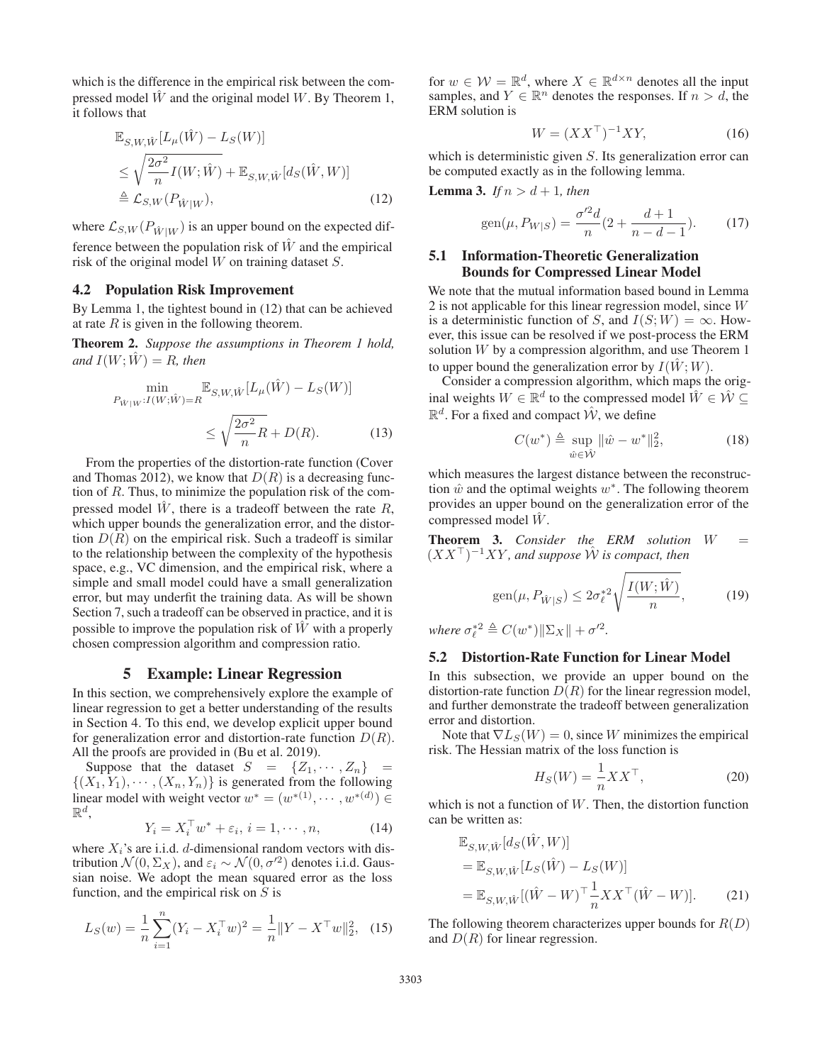which is the difference in the empirical risk between the compressed model $\hat{W}$ and the original model $W$. By Theorem 1, it follows that

$$
\begin{aligned}
&\mathbb{E}_{S,W,\hat{W}}[L_\mu(\hat{W}) - L_S(W)] \\
&\leq \sqrt{\frac{2\sigma^2}{n} I(W;\hat{W})} + \mathbb{E}_{S,W,\hat{W}}[d_S(\hat{W}, W)] \\
&\triangleq \mathcal{L}_{S,W}(P_{\hat{W}|W}),
\end{aligned} \tag{12}
$$

where $\mathcal{L}_{S,W}(P_{\hat{W}|W})$ is an upper bound on the expected difference between the population risk of $\hat{W}$ and the empirical risk of the original model $W$ on training dataset $S$.

### 4.2 Population Risk Improvement

By Lemma 1, the tightest bound in (12) that can be achieved at rate $R$ is given in the following theorem.

**Theorem 2.** *Suppose the assumptions in Theorem 1 hold, and $I(W;\hat{W}) = R$, then*

$$
\min_{P_{\hat{W}|W}: I(W;\hat{W})=R} \mathbb{E}_{S,W,\hat{W}}[L_\mu(\hat{W}) - L_S(W)] \leq \sqrt{\frac{2\sigma^2}{n} R} + D(R). \tag{13}
$$

From the properties of the distortion-rate function (Cover and Thomas 2012), we know that $D(R)$ is a decreasing function of $R$. Thus, to minimize the population risk of the compressed model $\hat{W}$, there is a tradeoff between the rate $R$, which upper bounds the generalization error, and the distortion $D(R)$ on the empirical risk. Such a tradeoff is similar to the relationship between the complexity of the hypothesis space, e.g., VC dimension, and the empirical risk, where a simple and small model could have a small generalization error, but may underfit the training data. As will be shown Section 7, such a tradeoff can be observed in practice, and it is possible to improve the population risk of $\hat{W}$ with a properly chosen compression algorithm and compression ratio.

## 5 Example: Linear Regression

In this section, we comprehensively explore the example of linear regression to get a better understanding of the results in Section 4. To this end, we develop explicit upper bound for generalization error and distortion-rate function $D(R)$. All the proofs are provided in (Bu et al. 2019).

Suppose that the dataset $S = \{Z_1, \cdots, Z_n\} = \{(X_1, Y_1), \cdots, (X_n, Y_n)\}$ is generated from the following linear model with weight vector $w^* = (w^{*(1)}, \cdots, w^{*(d)}) \in \mathbb{R}^d$,

$$
Y_i = X_i^\top w^* + \varepsilon_i, \; i = 1, \cdots, n, \tag{14}
$$

where $X_i$'s are i.i.d. $d$-dimensional random vectors with distribution $\mathcal{N}(0, \Sigma_X)$, and $\varepsilon_i \sim \mathcal{N}(0, \sigma'^2)$ denotes i.i.d. Gaussian noise. We adopt the mean squared error as the loss function, and the empirical risk on $S$ is

$$
L_S(w) = \frac{1}{n}\sum_{i=1}^n (Y_i - X_i^\top w)^2 = \frac{1}{n}\|Y - X^\top w\|_2^2, \tag{15}
$$

for $w \in \mathcal{W} = \mathbb{R}^d$, where $X \in \mathbb{R}^{d \times n}$ denotes all the input samples, and $Y \in \mathbb{R}^n$ denotes the responses. If $n > d$, the ERM solution is

$$
W = (XX^\top)^{-1}XY, \tag{16}
$$

which is deterministic given $S$. Its generalization error can be computed exactly as in the following lemma.

**Lemma 3.** *If $n > d+1$, then*

$$
\text{gen}(\mu, P_{W|S}) = \frac{\sigma'^2 d}{n}\left(2 + \frac{d+1}{n-d-1}\right). \tag{17}
$$

### 5.1 Information-Theoretic Generalization Bounds for Compressed Linear Model

We note that the mutual information based bound in Lemma 2 is not applicable for this linear regression model, since $W$ is a deterministic function of $S$, and $I(S;W) = \infty$. However, this issue can be resolved if we post-process the ERM solution $W$ by a compression algorithm, and use Theorem 1 to upper bound the generalization error by $I(\hat{W};W)$.

Consider a compression algorithm, which maps the original weights $W \in \mathbb{R}^d$ to the compressed model $\hat{W} \in \hat{\mathcal{W}} \subseteq \mathbb{R}^d$. For a fixed and compact $\hat{\mathcal{W}}$, we define

$$
C(w^*) \triangleq \sup_{\hat{w} \in \hat{\mathcal{W}}} \|\hat{w} - w^*\|_2^2, \tag{18}
$$

which measures the largest distance between the reconstruction $\hat{w}$ and the optimal weights $w^*$. The following theorem provides an upper bound on the generalization error of the compressed model $\hat{W}$.

**Theorem 3.** *Consider the ERM solution $W = (XX^\top)^{-1}XY$, and suppose $\hat{\mathcal{W}}$ is compact, then*

$$
\text{gen}(\mu, P_{\hat{W}|S}) \leq 2\sigma_\ell^{*2}\sqrt{\frac{I(W;\hat{W})}{n}}, \tag{19}
$$

*where $\sigma_\ell^{*2} \triangleq C(w^*)\|\Sigma_X\| + \sigma'^2$.*

### 5.2 Distortion-Rate Function for Linear Model

In this subsection, we provide an upper bound on the distortion-rate function $D(R)$ for the linear regression model, and further demonstrate the tradeoff between generalization error and distortion.

Note that $\nabla L_S(W) = 0$, since $W$ minimizes the empirical risk. The Hessian matrix of the loss function is

$$
H_S(W) = \frac{1}{n}XX^\top, \tag{20}
$$

which is not a function of $W$. Then, the distortion function can be written as:

$$
\begin{aligned}
&\mathbb{E}_{S,W,\hat{W}}[d_S(\hat{W}, W)] \\
&= \mathbb{E}_{S,W,\hat{W}}[L_S(\hat{W}) - L_S(W)] \\
&= \mathbb{E}_{S,W,\hat{W}}[(\hat{W} - W)^\top \frac{1}{n}XX^\top(\hat{W} - W)].
\end{aligned} \tag{21}
$$

The following theorem characterizes upper bounds for $R(D)$ and $D(R)$ for linear regression.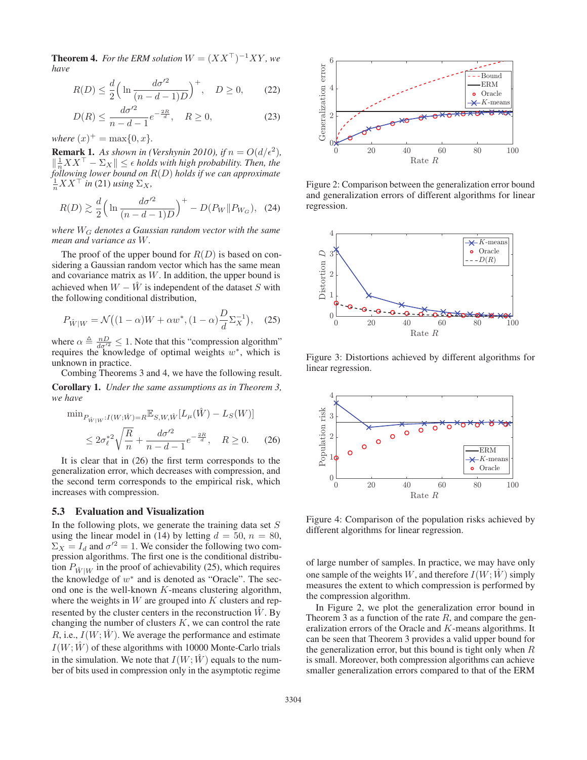**Theorem 4.** *For the ERM solution $W = (XX^\top)^{-1}XY$, we have*

$$R(D) \leq \frac{d}{2}\left(\ln \frac{d\sigma'^2}{(n-d-1)D}\right)^+, \quad D \geq 0, \tag{22}$$

$$D(R) \leq \frac{d\sigma'^2}{n-d-1} e^{-\frac{2R}{d}}, \quad R \geq 0, \tag{23}$$

*where $(x)^+ = \max\{0, x\}$.*

**Remark 1.** *As shown in (Vershynin 2010), if $n = O(d/\epsilon^2)$, $\|\frac{1}{n}XX^\top - \Sigma_X\| \leq \epsilon$ holds with high probability. Then, the following lower bound on $R(D)$ holds if we can approximate $\frac{1}{n}XX^\top$ in (21) using $\Sigma_X$,*

$$R(D) \gtrsim \frac{d}{2}\left(\ln \frac{d\sigma'^2}{(n-d-1)D}\right)^+ - D(P_W \| P_{W_G}), \tag{24}$$

*where $W_G$ denotes a Gaussian random vector with the same mean and variance as $W$.*

The proof of the upper bound for $R(D)$ is based on considering a Gaussian random vector which has the same mean and covariance matrix as $W$. In addition, the upper bound is achieved when $W - \hat{W}$ is independent of the dataset $S$ with the following conditional distribution,

$$P_{\hat{W}|W} = \mathcal{N}\left((1-\alpha)W + \alpha w^*, (1-\alpha)\frac{D}{d}\Sigma_X^{-1}\right), \tag{25}$$

where $\alpha \triangleq \frac{nD}{d\sigma'^2} \leq 1$. Note that this "compression algorithm" requires the knowledge of optimal weights $w^*$, which is unknown in practice.

Combing Theorems 3 and 4, we have the following result.

**Corollary 1.** *Under the same assumptions as in Theorem 3, we have*

$$\min_{P_{\hat{W}|W}: I(W;\hat{W})=R} \mathbb{E}_{S,W,\hat{W}}[L_\mu(\hat{W}) - L_S(W)]$$
$$\leq 2\sigma_\ell^{*2}\sqrt{\frac{R}{n}} + \frac{d\sigma'^2}{n-d-1}e^{-\frac{2R}{d}}, \quad R \geq 0. \tag{26}$$

It is clear that in (26) the first term corresponds to the generalization error, which decreases with compression, and the second term corresponds to the empirical risk, which increases with compression.

### 5.3 Evaluation and Visualization

In the following plots, we generate the training data set $S$ using the linear model in (14) by letting $d = 50$, $n = 80$, $\Sigma_X = I_d$ and $\sigma'^2 = 1$. We consider the following two compression algorithms. The first one is the conditional distribution $P_{\hat{W}|W}$ in the proof of achievability (25), which requires the knowledge of $w^*$ and is denoted as "Oracle". The second one is the well-known $K$-means clustering algorithm, where the weights in $W$ are grouped into $K$ clusters and represented by the cluster centers in the reconstruction $\hat{W}$. By changing the number of clusters $K$, we can control the rate $R$, i.e., $I(W;\hat{W})$. We average the performance and estimate $I(W;\hat{W})$ of these algorithms with 10000 Monte-Carlo trials in the simulation. We note that $I(W;\hat{W})$ equals to the number of bits used in compression only in the asymptotic regime of large number of samples. In practice, we may have only one sample of the weights $W$, and therefore $I(W;\hat{W})$ simply measures the extent to which compression is performed by the compression algorithm.

Generalization error
Bound
ERM
Oracle
$K$-means
Rate $R$

Figure 2: Comparison between the generalization error bound and generalization errors of different algorithms for linear regression.

Distortion $D$
$K$-means
Oracle
$D(R)$
Rate $R$

Figure 3: Distortions achieved by different algorithms for linear regression.

Population risk
ERM
$K$-means
Oracle
Rate $R$

Figure 4: Comparison of the population risks achieved by different algorithms for linear regression.

In Figure 2, we plot the generalization error bound in Theorem 3 as a function of the rate $R$, and compare the generalization errors of the Oracle and $K$-means algorithms. It can be seen that Theorem 3 provides a valid upper bound for the generalization error, but this bound is tight only when $R$ is small. Moreover, both compression algorithms can achieve smaller generalization errors compared to that of the ERM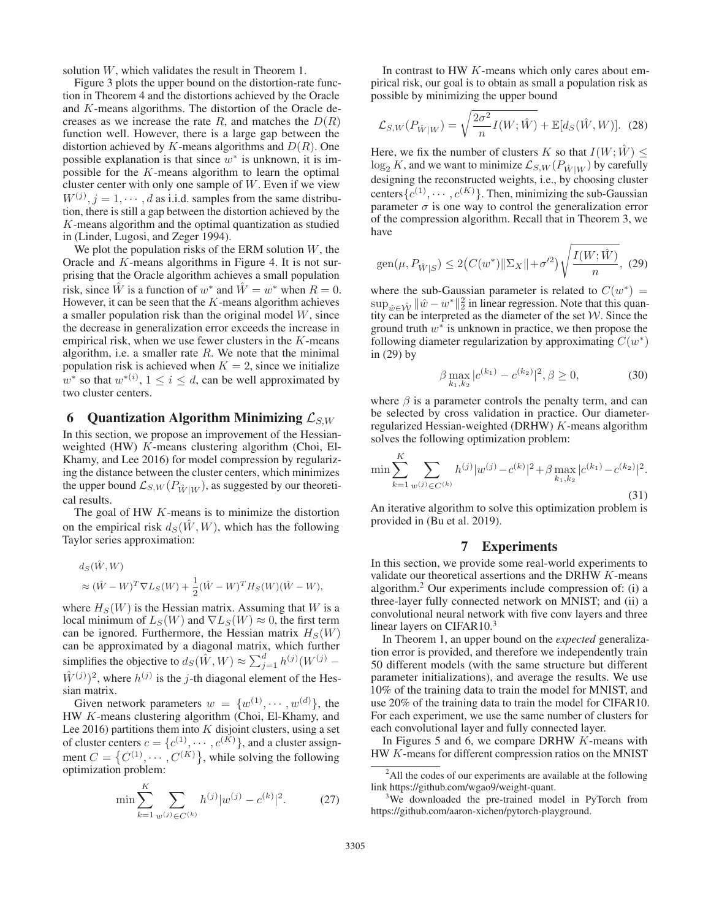solution $W$, which validates the result in Theorem 1.

Figure 3 plots the upper bound on the distortion-rate function in Theorem 4 and the distortions achieved by the Oracle and $K$-means algorithms. The distortion of the Oracle decreases as we increase the rate $R$, and matches the $D(R)$ function well. However, there is a large gap between the distortion achieved by $K$-means algorithms and $D(R)$. One possible explanation is that since $w^*$ is unknown, it is impossible for the $K$-means algorithm to learn the optimal cluster center with only one sample of $W$. Even if we view $W^{(j)}, j = 1, \cdots, d$ as i.i.d. samples from the same distribution, there is still a gap between the distortion achieved by the $K$-means algorithm and the optimal quantization as studied in (Linder, Lugosi, and Zeger 1994).

We plot the population risks of the ERM solution $W$, the Oracle and $K$-means algorithms in Figure 4. It is not surprising that the Oracle algorithm achieves a small population risk, since $\hat{W}$ is a function of $w^*$ and $\hat{W} = w^*$ when $R = 0$. However, it can be seen that the $K$-means algorithm achieves a smaller population risk than the original model $W$, since the decrease in generalization error exceeds the increase in empirical risk, when we use fewer clusters in the $K$-means algorithm, i.e. a smaller rate $R$. We note that the minimal population risk is achieved when $K = 2$, since we initialize $w^*$ so that $w^{*(i)}$, $1 \leq i \leq d$, can be well approximated by two cluster centers.

## 6 Quantization Algorithm Minimizing $\mathcal{L}_{S,W}$

In this section, we propose an improvement of the Hessian-weighted (HW) $K$-means clustering algorithm (Choi, El-Khamy, and Lee 2016) for model compression by regularizing the distance between the cluster centers, which minimizes the upper bound $\mathcal{L}_{S,W}(P_{\hat{W}|W})$, as suggested by our theoretical results.

The goal of HW $K$-means is to minimize the distortion on the empirical risk $d_S(\hat{W}, W)$, which has the following Taylor series approximation:

$$
\begin{aligned}
& d_S(\hat{W}, W) \\
& \approx (\hat{W} - W)^T \nabla L_S(W) + \frac{1}{2}(\hat{W} - W)^T H_S(W)(\hat{W} - W),
\end{aligned}
$$

where $H_S(W)$ is the Hessian matrix. Assuming that $W$ is a local minimum of $L_S(W)$ and $\nabla L_S(W) \approx 0$, the first term can be ignored. Furthermore, the Hessian matrix $H_S(W)$ can be approximated by a diagonal matrix, which further simplifies the objective to $d_S(\hat{W}, W) \approx \sum_{j=1}^{d} h^{(j)}(W^{(j)} - \hat{W}^{(j)})^2$, where $h^{(j)}$ is the $j$-th diagonal element of the Hessian matrix.

Given network parameters $w = \{w^{(1)}, \cdots, w^{(d)}\}$, the HW $K$-means clustering algorithm (Choi, El-Khamy, and Lee 2016) partitions them into $K$ disjoint clusters, using a set of cluster centers $c = \{c^{(1)}, \cdots, c^{(K)}\}$, and a cluster assignment $C = \{C^{(1)}, \cdots, C^{(K)}\}$, while solving the following optimization problem:

$$
\min \sum_{k=1}^{K} \sum_{w^{(j)} \in C^{(k)}} h^{(j)} |w^{(j)} - c^{(k)}|^2. \tag{27}
$$

In contrast to HW $K$-means which only cares about empirical risk, our goal is to obtain as small a population risk as possible by minimizing the upper bound

$$
\mathcal{L}_{S,W}(P_{\hat{W}|W}) = \sqrt{\frac{2\sigma^2}{n} I(W; \hat{W})} + \mathbb{E}[d_S(\hat{W}, W)]. \tag{28}
$$

Here, we fix the number of clusters $K$ so that $I(W; \hat{W}) \leq \log_2 K$, and we want to minimize $\mathcal{L}_{S,W}(P_{\hat{W}|W})$ by carefully designing the reconstructed weights, i.e., by choosing cluster centers $\{c^{(1)}, \cdots, c^{(K)}\}$. Then, minimizing the sub-Gaussian parameter $\sigma$ is one way to control the generalization error of the compression algorithm. Recall that in Theorem 3, we have

$$
\text{gen}(\mu, P_{\hat{W}|S}) \leq 2\big(C(w^*)\|\Sigma_X\| + \sigma'^2\big) \sqrt{\frac{I(W; \hat{W})}{n}}, \tag{29}
$$

where the sub-Gaussian parameter is related to $C(w^*) = \sup_{\hat{w} \in \hat{\mathcal{W}}} \|\hat{w} - w^*\|_2^2$ in linear regression. Note that this quantity can be interpreted as the diameter of the set $\mathcal{W}$. Since the ground truth $w^*$ is unknown in practice, we then propose the following diameter regularization by approximating $C(w^*)$ in (29) by

$$
\beta \max_{k_1, k_2} |c^{(k_1)} - c^{(k_2)}|^2, \beta \geq 0, \tag{30}
$$

where $\beta$ is a parameter controls the penalty term, and can be selected by cross validation in practice. Our diameter-regularized Hessian-weighted (DRHW) $K$-means algorithm solves the following optimization problem:

$$
\min \sum_{k=1}^{K} \sum_{w^{(j)} \in C^{(k)}} h^{(j)} |w^{(j)} - c^{(k)}|^2 + \beta \max_{k_1, k_2} |c^{(k_1)} - c^{(k_2)}|^2. \tag{31}
$$

An iterative algorithm to solve this optimization problem is provided in (Bu et al. 2019).

## 7 Experiments

In this section, we provide some real-world experiments to validate our theoretical assertions and the DRHW $K$-means algorithm.[2] Our experiments include compression of: (i) a three-layer fully connected network on MNIST; and (ii) a convolutional neural network with five conv layers and three linear layers on CIFAR10.[3]

In Theorem 1, an upper bound on the *expected* generalization error is provided, and therefore we independently train 50 different models (with the same structure but different parameter initializations), and average the results. We use 10% of the training data to train the model for MNIST, and use 20% of the training data to train the model for CIFAR10. For each experiment, we use the same number of clusters for each convolutional layer and fully connected layer.

In Figures 5 and 6, we compare DRHW $K$-means with HW $K$-means for different compression ratios on the MNIST

[2] All the codes of our experiments are available at the following link https://github.com/wgao9/weight-quant.

[3] We downloaded the pre-trained model in PyTorch from https://github.com/aaron-xichen/pytorch-playground.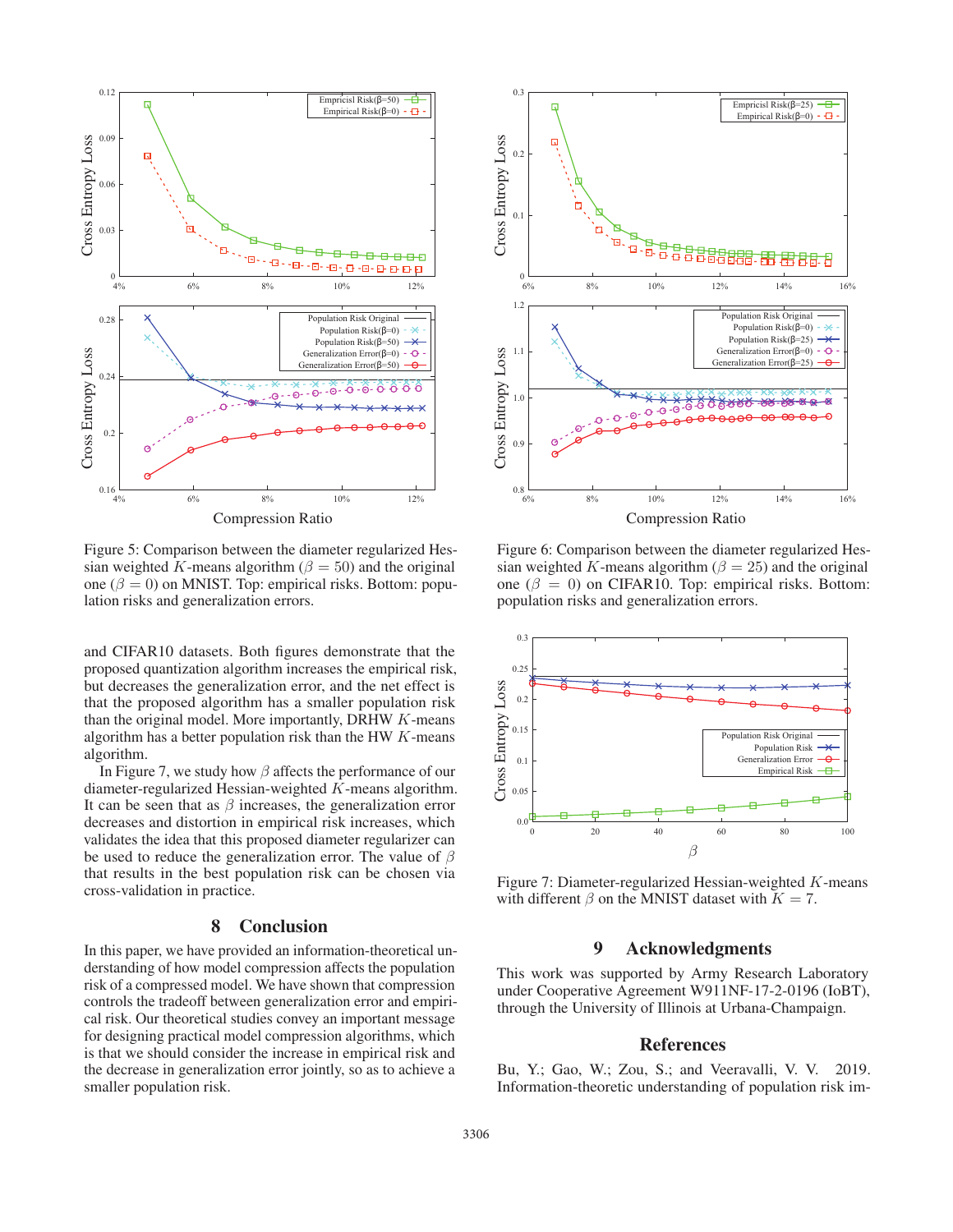Figure 5: Comparison between the diameter regularized Hessian weighted $K$-means algorithm ($\beta = 50$) and the original one ($\beta = 0$) on MNIST. Top: empirical risks. Bottom: population risks and generalization errors.

Figure 6: Comparison between the diameter regularized Hessian weighted $K$-means algorithm ($\beta = 25$) and the original one ($\beta = 0$) on CIFAR10. Top: empirical risks. Bottom: population risks and generalization errors.

and CIFAR10 datasets. Both figures demonstrate that the proposed quantization algorithm increases the empirical risk, but decreases the generalization error, and the net effect is that the proposed algorithm has a smaller population risk than the original model. More importantly, DRHW $K$-means algorithm has a better population risk than the HW $K$-means algorithm.

In Figure 7, we study how $\beta$ affects the performance of our diameter-regularized Hessian-weighted $K$-means algorithm. It can be seen that as $\beta$ increases, the generalization error decreases and distortion in empirical risk increases, which validates the idea that this proposed diameter regularizer can be used to reduce the generalization error. The value of $\beta$ that results in the best population risk can be chosen via cross-validation in practice.

Figure 7: Diameter-regularized Hessian-weighted $K$-means with different $\beta$ on the MNIST dataset with $K = 7$.

## 8 Conclusion

In this paper, we have provided an information-theoretical understanding of how model compression affects the population risk of a compressed model. We have shown that compression controls the tradeoff between generalization error and empirical risk. Our theoretical studies convey an important message for designing practical model compression algorithms, which is that we should consider the increase in empirical risk and the decrease in generalization error jointly, so as to achieve a smaller population risk.

## 9 Acknowledgments

This work was supported by Army Research Laboratory under Cooperative Agreement W911NF-17-2-0196 (IoBT), through the University of Illinois at Urbana-Champaign.

## References

Bu, Y.; Gao, W.; Zou, S.; and Veeravalli, V. V. 2019. Information-theoretic understanding of population risk im-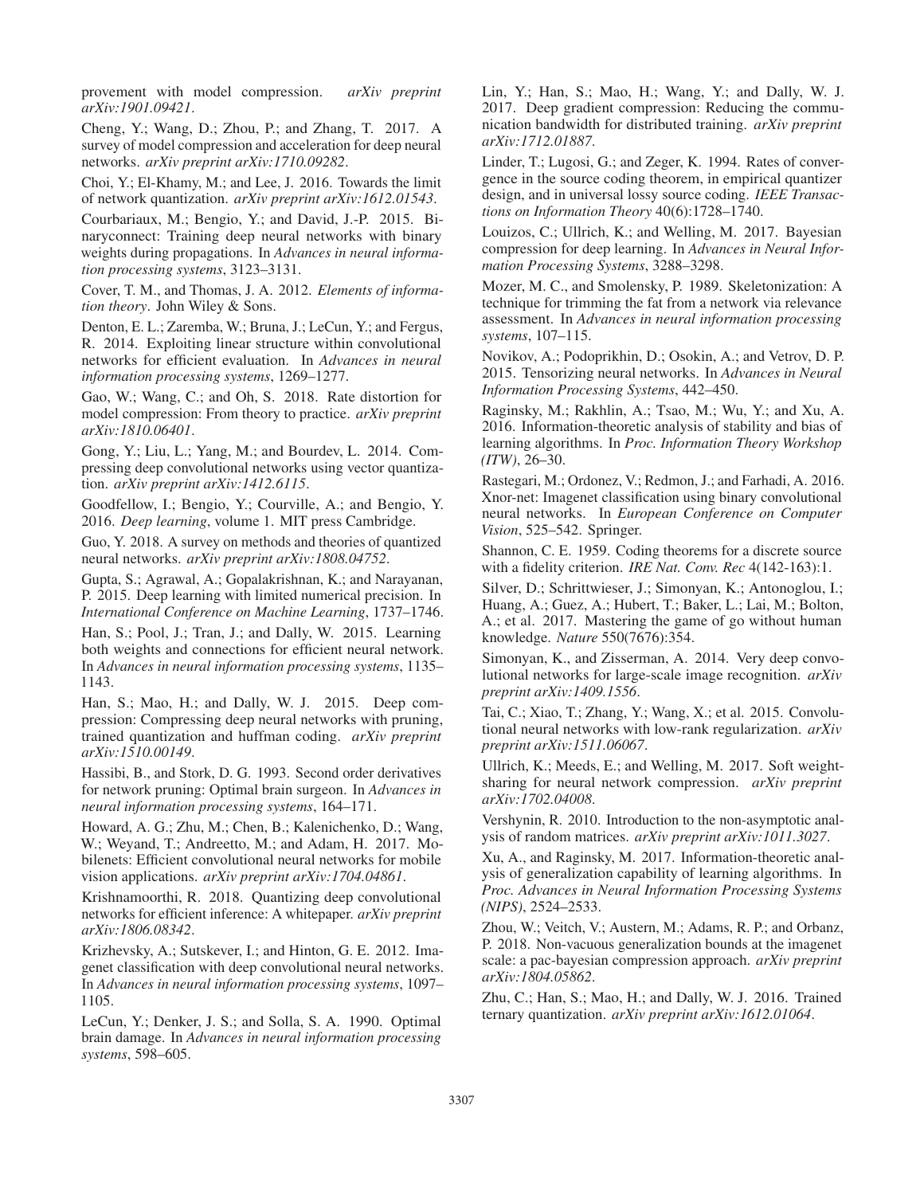provement with model compression. *arXiv preprint arXiv:1901.09421*.

Cheng, Y.; Wang, D.; Zhou, P.; and Zhang, T. 2017. A survey of model compression and acceleration for deep neural networks. *arXiv preprint arXiv:1710.09282*.

Choi, Y.; El-Khamy, M.; and Lee, J. 2016. Towards the limit of network quantization. *arXiv preprint arXiv:1612.01543*.

Courbariaux, M.; Bengio, Y.; and David, J.-P. 2015. Binaryconnect: Training deep neural networks with binary weights during propagations. In *Advances in neural information processing systems*, 3123–3131.

Cover, T. M., and Thomas, J. A. 2012. *Elements of information theory*. John Wiley & Sons.

Denton, E. L.; Zaremba, W.; Bruna, J.; LeCun, Y.; and Fergus, R. 2014. Exploiting linear structure within convolutional networks for efficient evaluation. In *Advances in neural information processing systems*, 1269–1277.

Gao, W.; Wang, C.; and Oh, S. 2018. Rate distortion for model compression: From theory to practice. *arXiv preprint arXiv:1810.06401*.

Gong, Y.; Liu, L.; Yang, M.; and Bourdev, L. 2014. Compressing deep convolutional networks using vector quantization. *arXiv preprint arXiv:1412.6115*.

Goodfellow, I.; Bengio, Y.; Courville, A.; and Bengio, Y. 2016. *Deep learning*, volume 1. MIT press Cambridge.

Guo, Y. 2018. A survey on methods and theories of quantized neural networks. *arXiv preprint arXiv:1808.04752*.

Gupta, S.; Agrawal, A.; Gopalakrishnan, K.; and Narayanan, P. 2015. Deep learning with limited numerical precision. In *International Conference on Machine Learning*, 1737–1746.

Han, S.; Pool, J.; Tran, J.; and Dally, W. 2015. Learning both weights and connections for efficient neural network. In *Advances in neural information processing systems*, 1135–1143.

Han, S.; Mao, H.; and Dally, W. J. 2015. Deep compression: Compressing deep neural networks with pruning, trained quantization and huffman coding. *arXiv preprint arXiv:1510.00149*.

Hassibi, B., and Stork, D. G. 1993. Second order derivatives for network pruning: Optimal brain surgeon. In *Advances in neural information processing systems*, 164–171.

Howard, A. G.; Zhu, M.; Chen, B.; Kalenichenko, D.; Wang, W.; Weyand, T.; Andreetto, M.; and Adam, H. 2017. Mobilenets: Efficient convolutional neural networks for mobile vision applications. *arXiv preprint arXiv:1704.04861*.

Krishnamoorthi, R. 2018. Quantizing deep convolutional networks for efficient inference: A whitepaper. *arXiv preprint arXiv:1806.08342*.

Krizhevsky, A.; Sutskever, I.; and Hinton, G. E. 2012. Imagenet classification with deep convolutional neural networks. In *Advances in neural information processing systems*, 1097–1105.

LeCun, Y.; Denker, J. S.; and Solla, S. A. 1990. Optimal brain damage. In *Advances in neural information processing systems*, 598–605.

Lin, Y.; Han, S.; Mao, H.; Wang, Y.; and Dally, W. J. 2017. Deep gradient compression: Reducing the communication bandwidth for distributed training. *arXiv preprint arXiv:1712.01887*.

Linder, T.; Lugosi, G.; and Zeger, K. 1994. Rates of convergence in the source coding theorem, in empirical quantizer design, and in universal lossy source coding. *IEEE Transactions on Information Theory* 40(6):1728–1740.

Louizos, C.; Ullrich, K.; and Welling, M. 2017. Bayesian compression for deep learning. In *Advances in Neural Information Processing Systems*, 3288–3298.

Mozer, M. C., and Smolensky, P. 1989. Skeletonization: A technique for trimming the fat from a network via relevance assessment. In *Advances in neural information processing systems*, 107–115.

Novikov, A.; Podoprikhin, D.; Osokin, A.; and Vetrov, D. P. 2015. Tensorizing neural networks. In *Advances in Neural Information Processing Systems*, 442–450.

Raginsky, M.; Rakhlin, A.; Tsao, M.; Wu, Y.; and Xu, A. 2016. Information-theoretic analysis of stability and bias of learning algorithms. In *Proc. Information Theory Workshop (ITW)*, 26–30.

Rastegari, M.; Ordonez, V.; Redmon, J.; and Farhadi, A. 2016. Xnor-net: Imagenet classification using binary convolutional neural networks. In *European Conference on Computer Vision*, 525–542. Springer.

Shannon, C. E. 1959. Coding theorems for a discrete source with a fidelity criterion. *IRE Nat. Conv. Rec* 4(142-163):1.

Silver, D.; Schrittwieser, J.; Simonyan, K.; Antonoglou, I.; Huang, A.; Guez, A.; Hubert, T.; Baker, L.; Lai, M.; Bolton, A.; et al. 2017. Mastering the game of go without human knowledge. *Nature* 550(7676):354.

Simonyan, K., and Zisserman, A. 2014. Very deep convolutional networks for large-scale image recognition. *arXiv preprint arXiv:1409.1556*.

Tai, C.; Xiao, T.; Zhang, Y.; Wang, X.; et al. 2015. Convolutional neural networks with low-rank regularization. *arXiv preprint arXiv:1511.06067*.

Ullrich, K.; Meeds, E.; and Welling, M. 2017. Soft weight-sharing for neural network compression. *arXiv preprint arXiv:1702.04008*.

Vershynin, R. 2010. Introduction to the non-asymptotic analysis of random matrices. *arXiv preprint arXiv:1011.3027*.

Xu, A., and Raginsky, M. 2017. Information-theoretic analysis of generalization capability of learning algorithms. In *Proc. Advances in Neural Information Processing Systems (NIPS)*, 2524–2533.

Zhou, W.; Veitch, V.; Austern, M.; Adams, R. P.; and Orbanz, P. 2018. Non-vacuous generalization bounds at the imagenet scale: a pac-bayesian compression approach. *arXiv preprint arXiv:1804.05862*.

Zhu, C.; Han, S.; Mao, H.; and Dally, W. J. 2016. Trained ternary quantization. *arXiv preprint arXiv:1612.01064*.